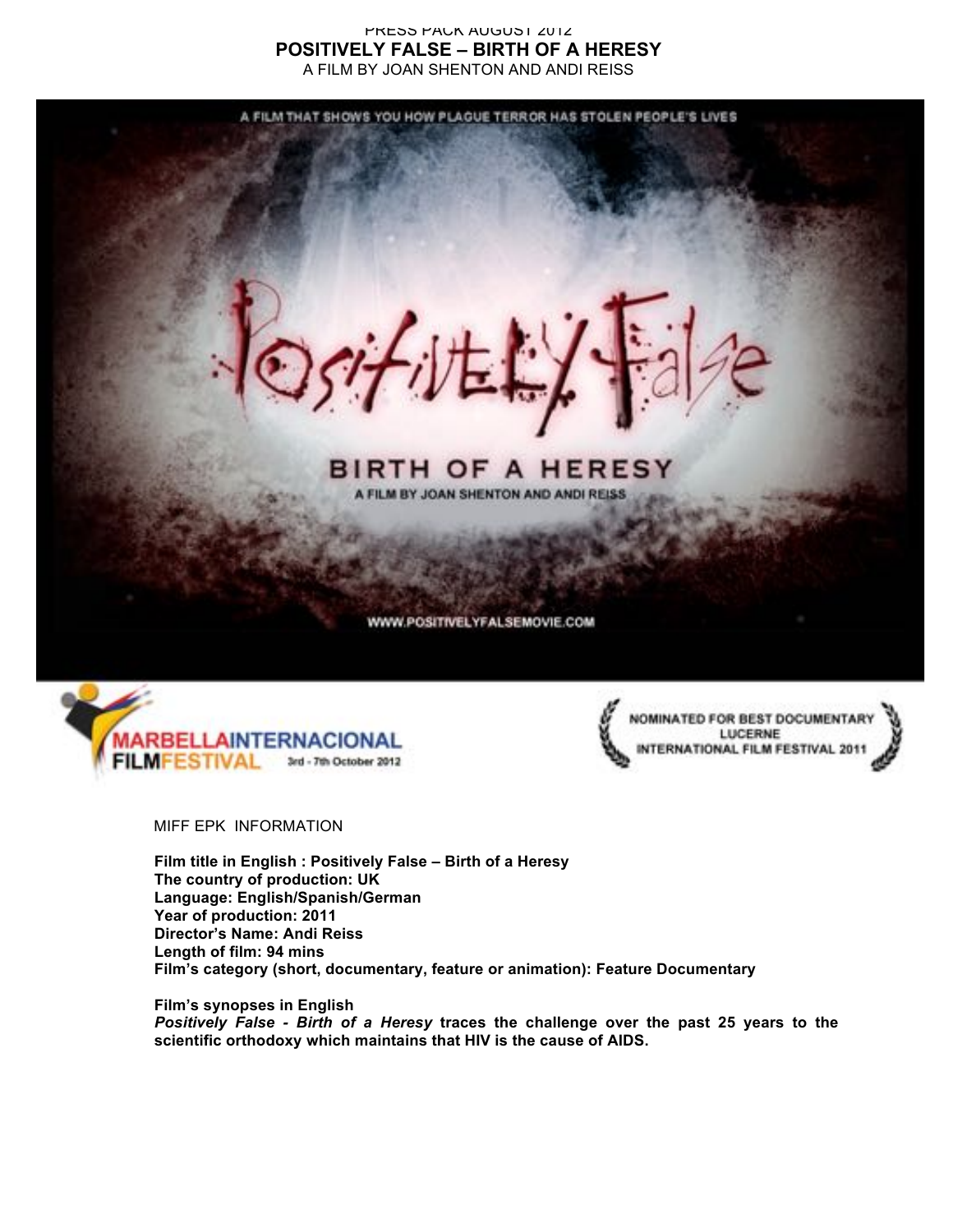PRESS PACK AUGUST 2012

# POSITIVELY FALSE – BIRTH OF A HERESY

A FILM BY JOAN SHENTON AND ANDI REISS

A FILM THAT SHOWS YOU HOW PLAGUE TERROR HAS STOLEN PEOPLE'S LIVES

Positively False

BIRTH OF A HERESY

A FILM BY JOAN SHENTON AND ANDI REISS

WWW.POSITIVELYFALSEMOVIE.COM

MARBELLA INTERNACIONAL FILM FESTIVAL 3rd - 7th October 2012

NOMINATED FOR BEST DOCUMENTARY LUCERNE INTERNATIONAL FILM FESTIVAL 2011

MIFF EPK INFORMATION

**Film title in English : Positively False – Birth of a Heresy**
**The country of production: UK**
**Language: English/Spanish/German**
**Year of production: 2011**
**Director's Name: Andi Reiss**
**Length of film: 94 mins**
**Film's category (short, documentary, feature or animation): Feature Documentary**

**Film's synopses in English**
***Positively False - Birth of a Heresy* traces the challenge over the past 25 years to the scientific orthodoxy which maintains that HIV is the cause of AIDS.**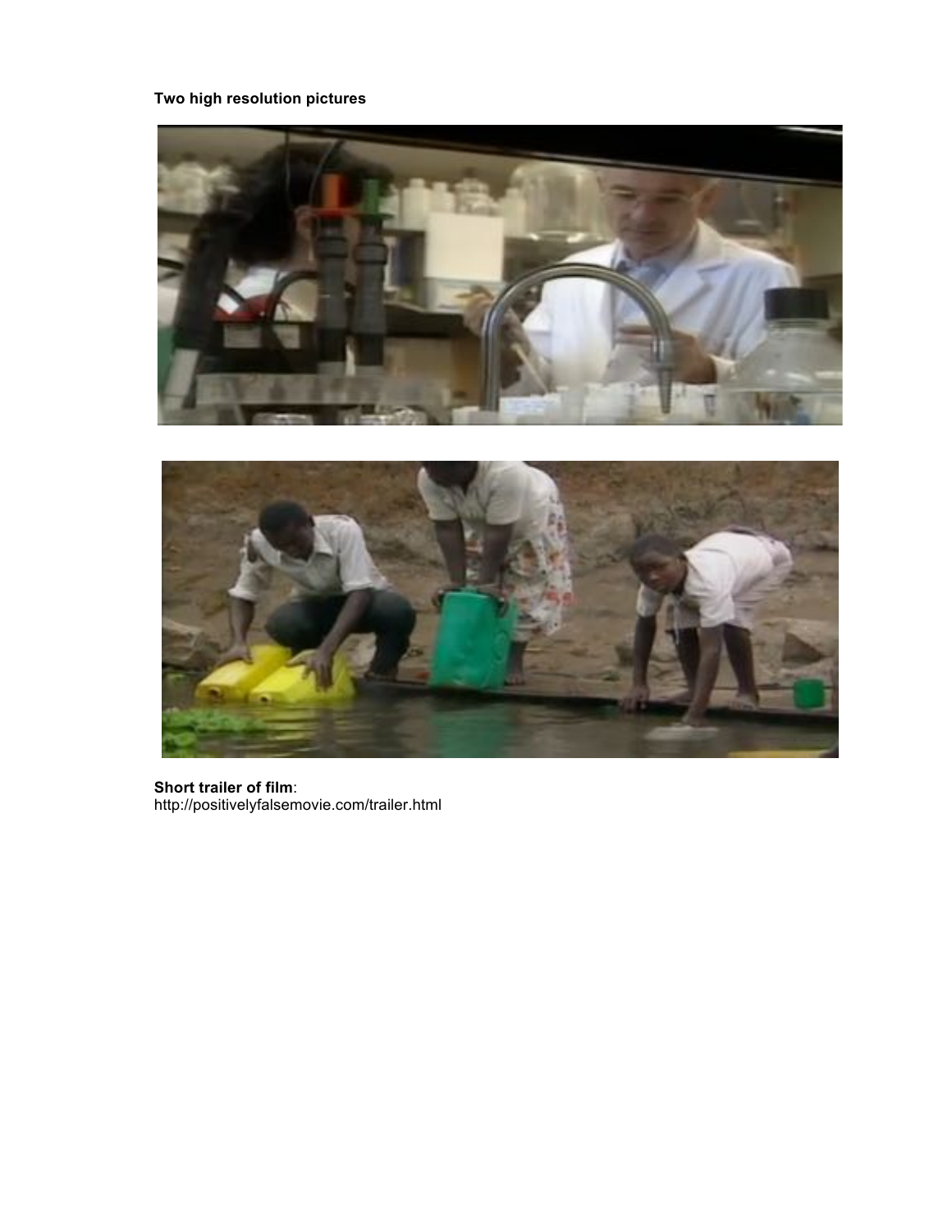**Two high resolution pictures**

**Short trailer of film**:
http://positivelyfalsemovie.com/trailer.html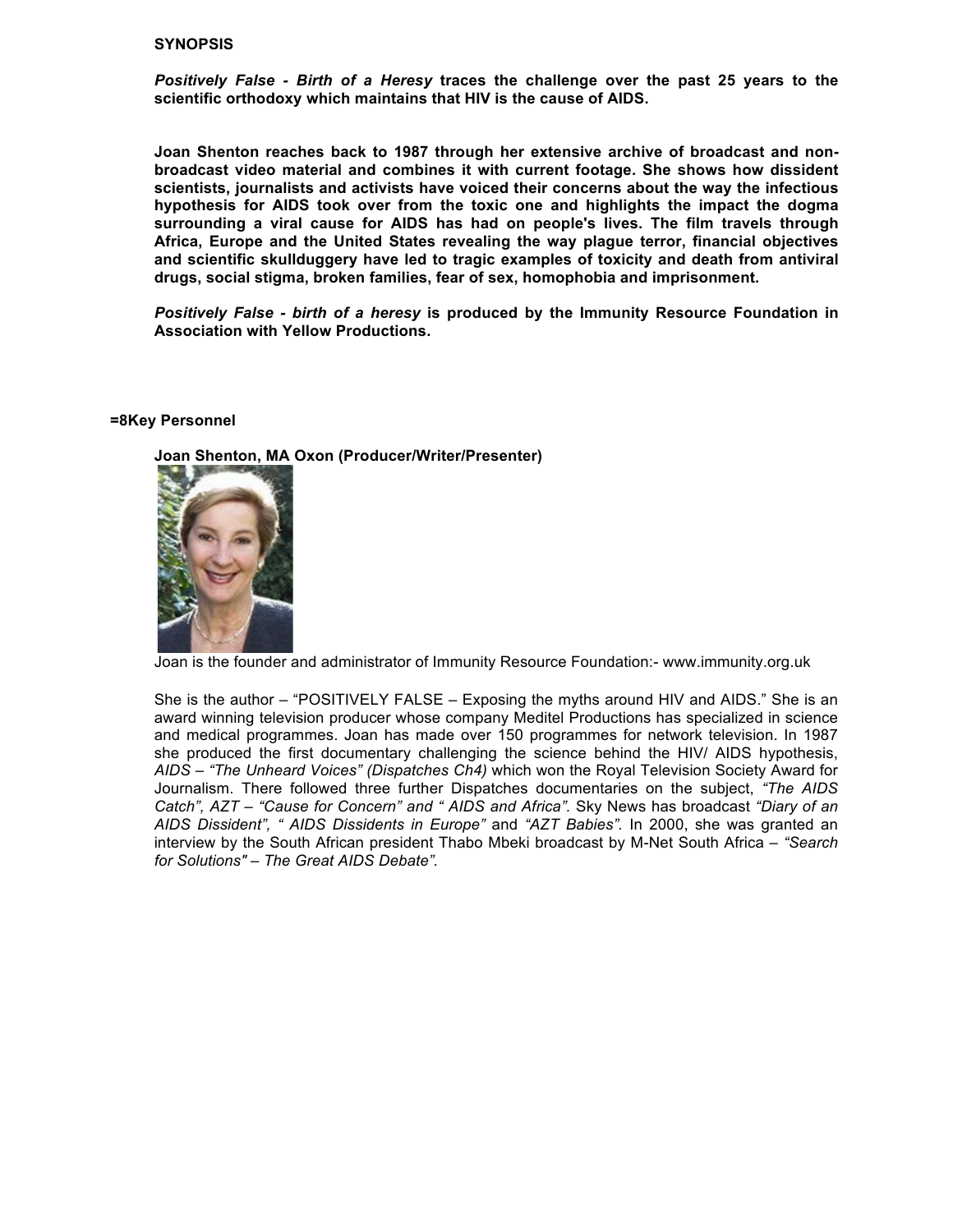**SYNOPSIS**

***Positively False - Birth of a Heresy*** **traces the challenge over the past 25 years to the scientific orthodoxy which maintains that HIV is the cause of AIDS.**

**Joan Shenton reaches back to 1987 through her extensive archive of broadcast and non-broadcast video material and combines it with current footage. She shows how dissident scientists, journalists and activists have voiced their concerns about the way the infectious hypothesis for AIDS took over from the toxic one and highlights the impact the dogma surrounding a viral cause for AIDS has had on people's lives. The film travels through Africa, Europe and the United States revealing the way plague terror, financial objectives and scientific skullduggery have led to tragic examples of toxicity and death from antiviral drugs, social stigma, broken families, fear of sex, homophobia and imprisonment.**

***Positively False - birth of a heresy*** **is produced by the Immunity Resource Foundation in Association with Yellow Productions.**

**=8Key Personnel**

**Joan Shenton, MA Oxon (Producer/Writer/Presenter)**

Joan is the founder and administrator of Immunity Resource Foundation:- www.immunity.org.uk

She is the author – "POSITIVELY FALSE – Exposing the myths around HIV and AIDS." She is an award winning television producer whose company Meditel Productions has specialized in science and medical programmes. Joan has made over 150 programmes for network television. In 1987 she produced the first documentary challenging the science behind the HIV/ AIDS hypothesis, *AIDS – "The Unheard Voices" (Dispatches Ch4)* which won the Royal Television Society Award for Journalism. There followed three further Dispatches documentaries on the subject, *"The AIDS Catch", AZT – "Cause for Concern" and " AIDS and Africa".* Sky News has broadcast *"Diary of an AIDS Dissident", " AIDS Dissidents in Europe"* and *"AZT Babies"*. In 2000, she was granted an interview by the South African president Thabo Mbeki broadcast by M-Net South Africa – *"Search for Solutions" – The Great AIDS Debate".*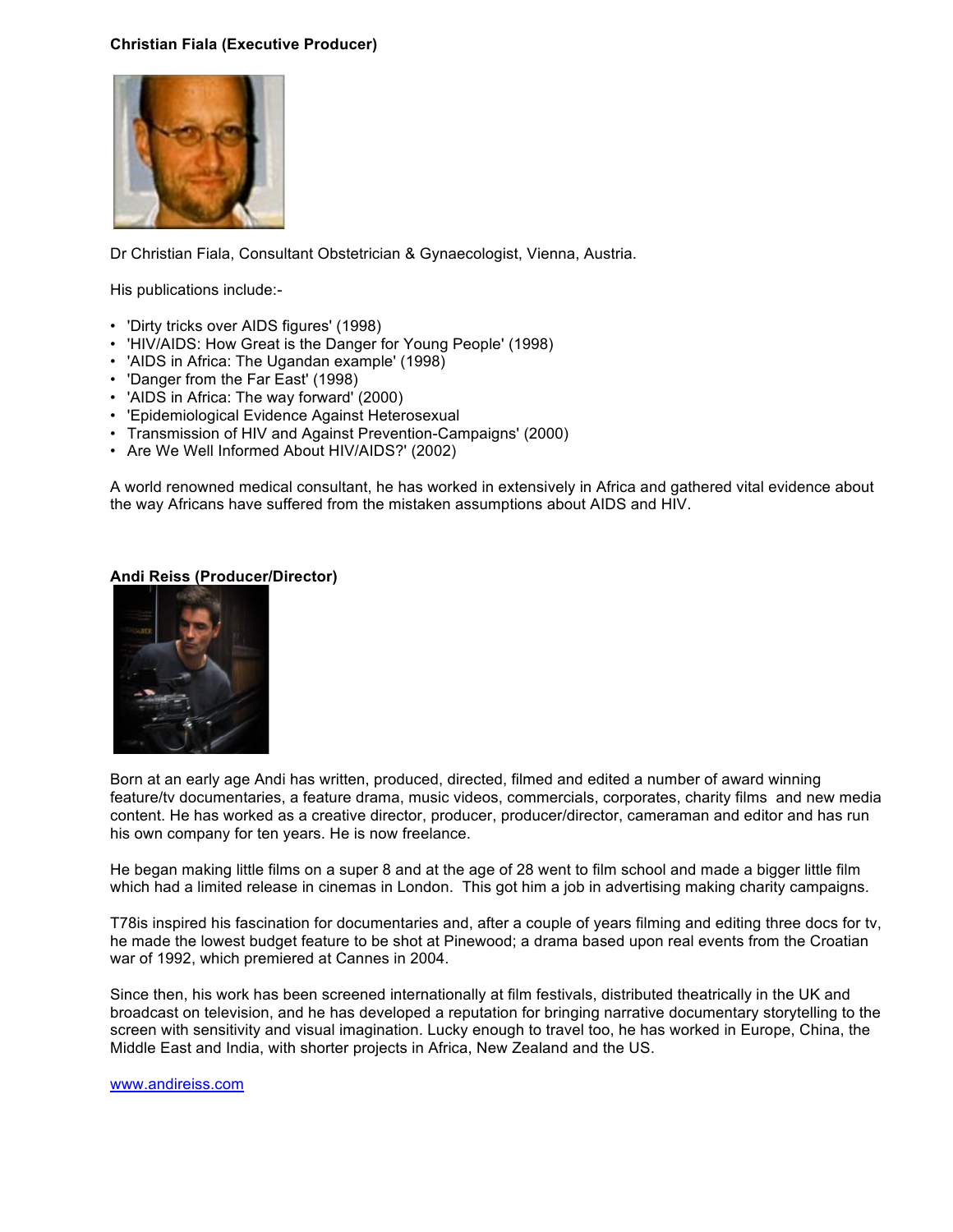**Christian Fiala (Executive Producer)**

Dr Christian Fiala, Consultant Obstetrician & Gynaecologist, Vienna, Austria.

His publications include:-

- 'Dirty tricks over AIDS figures' (1998)
- 'HIV/AIDS: How Great is the Danger for Young People' (1998)
- 'AIDS in Africa: The Ugandan example' (1998)
- 'Danger from the Far East' (1998)
- 'AIDS in Africa: The way forward' (2000)
- 'Epidemiological Evidence Against Heterosexual
- Transmission of HIV and Against Prevention-Campaigns' (2000)
- Are We Well Informed About HIV/AIDS?' (2002)

A world renowned medical consultant, he has worked in extensively in Africa and gathered vital evidence about the way Africans have suffered from the mistaken assumptions about AIDS and HIV.

**Andi Reiss (Producer/Director)**

Born at an early age Andi has written, produced, directed, filmed and edited a number of award winning feature/tv documentaries, a feature drama, music videos, commercials, corporates, charity films and new media content. He has worked as a creative director, producer, producer/director, cameraman and editor and has run his own company for ten years. He is now freelance.

He began making little films on a super 8 and at the age of 28 went to film school and made a bigger little film which had a limited release in cinemas in London. This got him a job in advertising making charity campaigns.

T78is inspired his fascination for documentaries and, after a couple of years filming and editing three docs for tv, he made the lowest budget feature to be shot at Pinewood; a drama based upon real events from the Croatian war of 1992, which premiered at Cannes in 2004.

Since then, his work has been screened internationally at film festivals, distributed theatrically in the UK and broadcast on television, and he has developed a reputation for bringing narrative documentary storytelling to the screen with sensitivity and visual imagination. Lucky enough to travel too, he has worked in Europe, China, the Middle East and India, with shorter projects in Africa, New Zealand and the US.

www.andireiss.com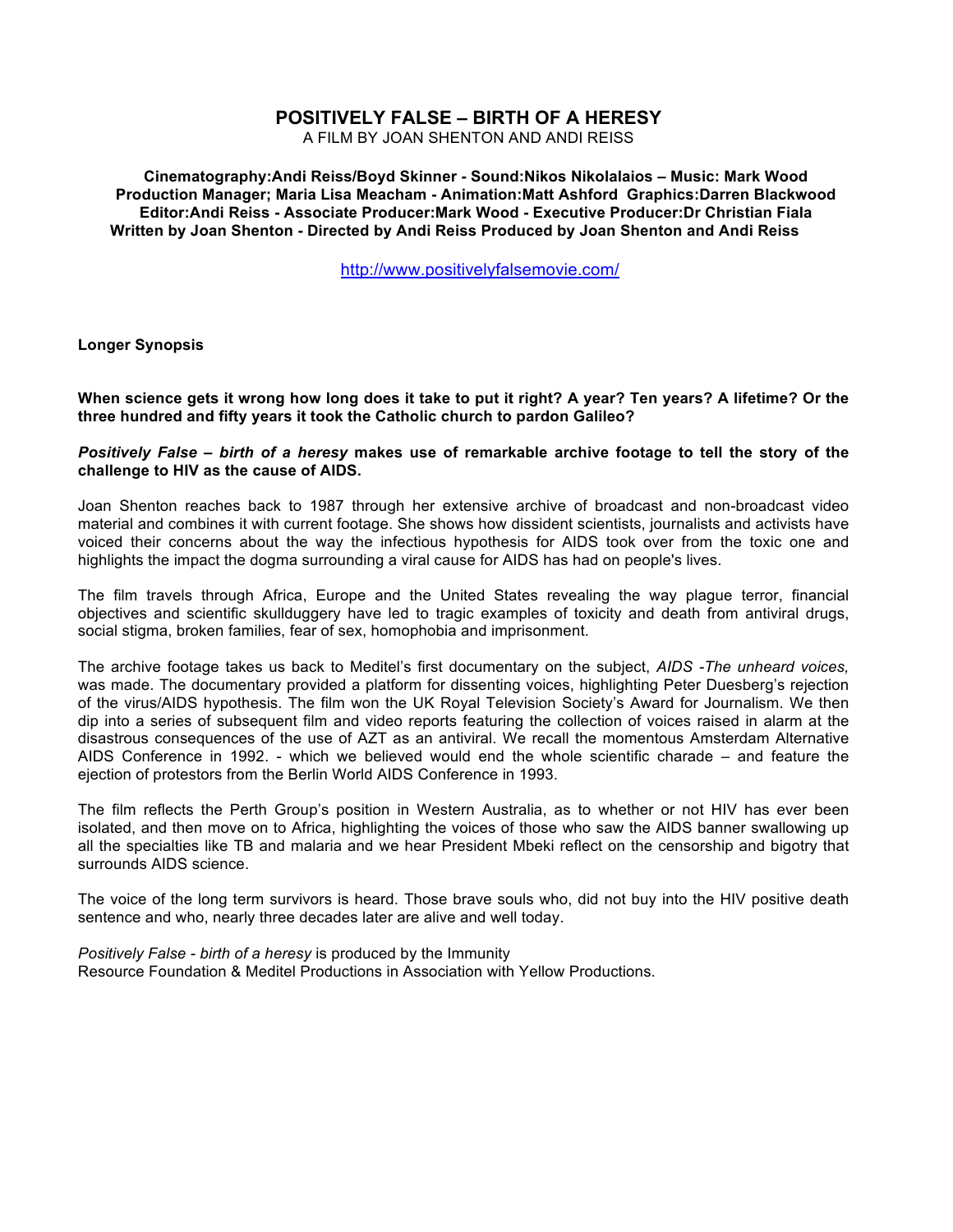# POSITIVELY FALSE – BIRTH OF A HERESY

A FILM BY JOAN SHENTON AND ANDI REISS

**Cinematography:Andi Reiss/Boyd Skinner - Sound:Nikos Nikolalaios – Music: Mark Wood**
**Production Manager; Maria Lisa Meacham - Animation:Matt Ashford Graphics:Darren Blackwood**
**Editor:Andi Reiss - Associate Producer:Mark Wood - Executive Producer:Dr Christian Fiala**
**Written by Joan Shenton - Directed by Andi Reiss Produced by Joan Shenton and Andi Reiss**

http://www.positivelyfalsemovie.com/

**Longer Synopsis**

**When science gets it wrong how long does it take to put it right? A year? Ten years? A lifetime? Or the three hundred and fifty years it took the Catholic church to pardon Galileo?**

***Positively False – birth of a heresy*** **makes use of remarkable archive footage to tell the story of the challenge to HIV as the cause of AIDS.**

Joan Shenton reaches back to 1987 through her extensive archive of broadcast and non-broadcast video material and combines it with current footage. She shows how dissident scientists, journalists and activists have voiced their concerns about the way the infectious hypothesis for AIDS took over from the toxic one and highlights the impact the dogma surrounding a viral cause for AIDS has had on people's lives.

The film travels through Africa, Europe and the United States revealing the way plague terror, financial objectives and scientific skullduggery have led to tragic examples of toxicity and death from antiviral drugs, social stigma, broken families, fear of sex, homophobia and imprisonment.

The archive footage takes us back to Meditel's first documentary on the subject, *AIDS -The unheard voices,* was made. The documentary provided a platform for dissenting voices, highlighting Peter Duesberg's rejection of the virus/AIDS hypothesis. The film won the UK Royal Television Society's Award for Journalism. We then dip into a series of subsequent film and video reports featuring the collection of voices raised in alarm at the disastrous consequences of the use of AZT as an antiviral. We recall the momentous Amsterdam Alternative AIDS Conference in 1992. - which we believed would end the whole scientific charade – and feature the ejection of protestors from the Berlin World AIDS Conference in 1993.

The film reflects the Perth Group's position in Western Australia, as to whether or not HIV has ever been isolated, and then move on to Africa, highlighting the voices of those who saw the AIDS banner swallowing up all the specialties like TB and malaria and we hear President Mbeki reflect on the censorship and bigotry that surrounds AIDS science.

The voice of the long term survivors is heard. Those brave souls who, did not buy into the HIV positive death sentence and who, nearly three decades later are alive and well today.

*Positively False - birth of a heresy* is produced by the Immunity Resource Foundation & Meditel Productions in Association with Yellow Productions.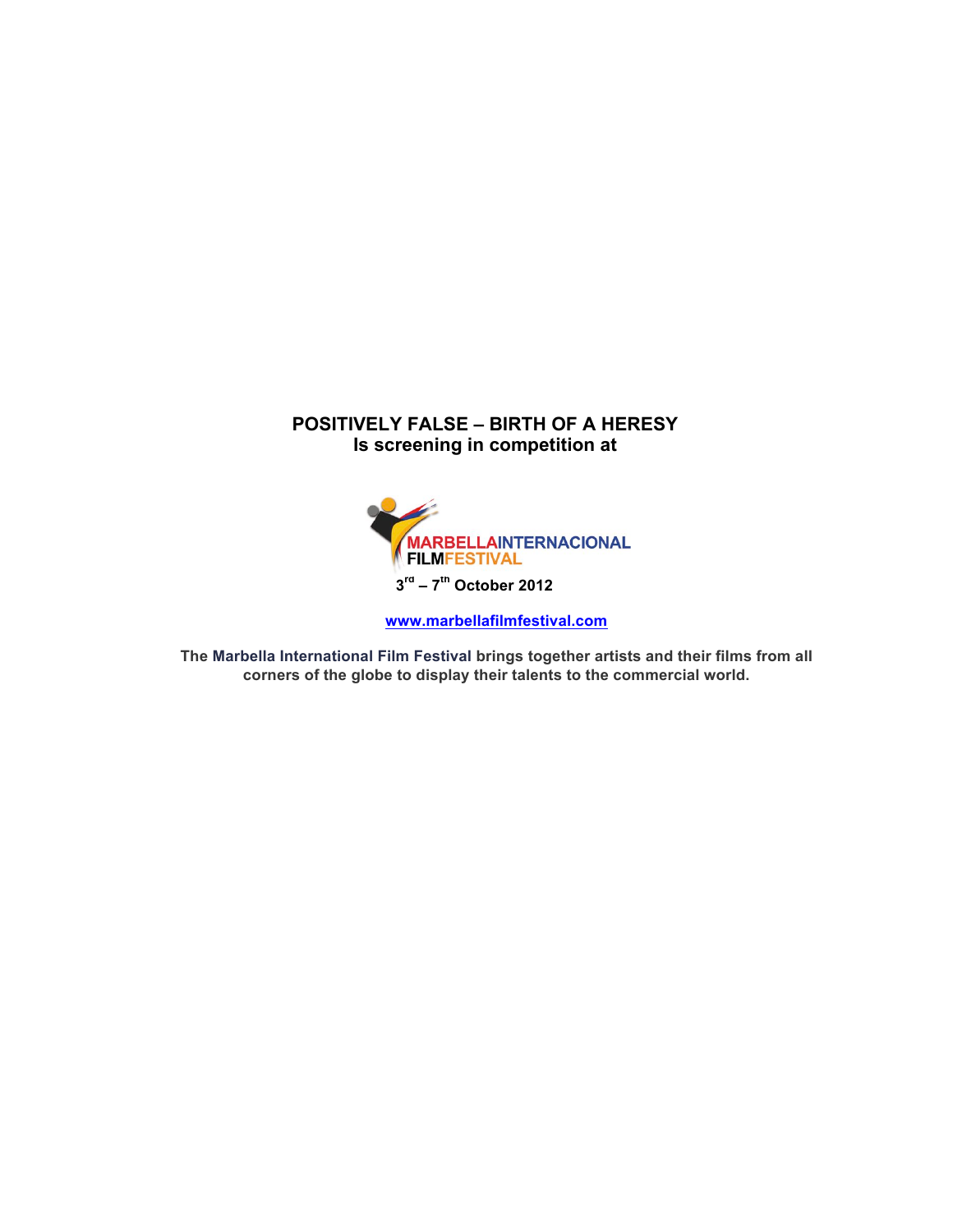**POSITIVELY FALSE – BIRTH OF A HERESY**
**Is screening in competition at**

MARBELLAINTERNACIONAL
FILMFESTIVAL

**3rd – 7th October 2012**

**www.marbellafilmfestival.com**

**The Marbella International Film Festival brings together artists and their films from all corners of the globe to display their talents to the commercial world.**